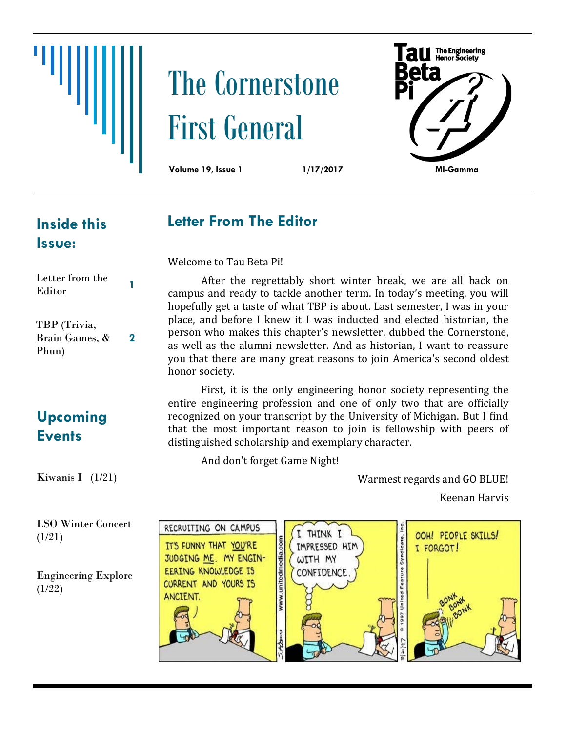# The Cornerstone First General

**Volume 19, Issue 1** **1/17/2017** **MI-Gamma**

Tau Beta Pi — The Engineering Honor Society

## Inside this Issue:

- Letter from the Editor — 1
- TBP (Trivia, Brain Games, & Phun) — 2

## Upcoming Events

Kiwanis I (1/21)

LSO Winter Concert (1/21)

Engineering Explore (1/22)

## Letter From The Editor

Welcome to Tau Beta Pi!

After the regrettably short winter break, we are all back on campus and ready to tackle another term. In today's meeting, you will hopefully get a taste of what TBP is about. Last semester, I was in your place, and before I knew it I was inducted and elected historian, the person who makes this chapter's newsletter, dubbed the Cornerstone, as well as the alumni newsletter. And as historian, I want to reassure you that there are many great reasons to join America's second oldest honor society.

First, it is the only engineering honor society representing the entire engineering profession and one of only two that are officially recognized on your transcript by the University of Michigan. But I find that the most important reason to join is fellowship with peers of distinguished scholarship and exemplary character.

And don't forget Game Night!

Warmest regards and GO BLUE!

Keenan Harvis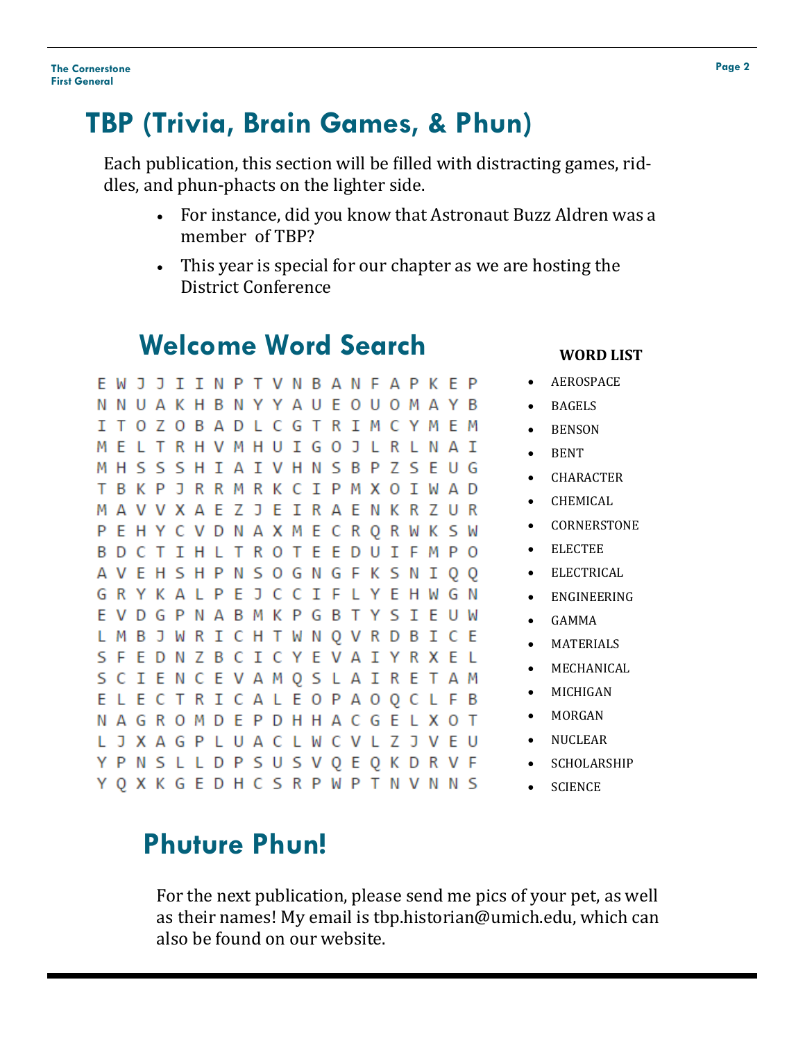## TBP (Trivia, Brain Games, & Phun)

Each publication, this section will be filled with distracting games, riddles, and phun-phacts on the lighter side.

- For instance, did you know that Astronaut Buzz Aldren was a member of TBP?
- This year is special for our chapter as we are hosting the District Conference

## Welcome Word Search

```
E W J J I I N P T V N B A N F A P K E P
N N U A K H B N Y Y A U E O U O M A Y B
I T O Z O B A D L C G T R I M C Y M E M
M E L T R H V M H U I G O J L R L N A I
M H S S S H I A I V H N S B P Z S E U G
T B K P J R R M R K C I P M X O I W A D
M A V V X A E Z J E I R A E N K R Z U R
P E H Y C V D N A X M E C R Q R W K S W
B D C T I H L T R O T E E D U I F M P O
A V E H S H P N S O G N G F K S N I Q Q
G R Y K A L P E J C C I F L Y E H W G N
E V D G P N A B M K P G B T Y S I E U W
L M B J W R I C H T W N Q V R D B I C E
S F E D N Z B C I C Y E V A I Y R X E L
S C I E N C E V A M Q S L A I R E T A M
E L E C T R I C A L E O P A O Q C L F B
N A G R O M D E P D H H A C G E L X O T
L J X A G P L U A C L W C V L Z J V E U
Y P N S L L D P S U S V Q E Q K D R V F
Y Q X K G E D H C S R P W P T N V N N S
```

**WORD LIST**

- AEROSPACE
- BAGELS
- BENSON
- BENT
- CHARACTER
- CHEMICAL
- CORNERSTONE
- ELECTEE
- ELECTRICAL
- ENGINEERING
- GAMMA
- MATERIALS
- MECHANICAL
- MICHIGAN
- MORGAN
- NUCLEAR
- SCHOLARSHIP
- SCIENCE

## Phuture Phun!

For the next publication, please send me pics of your pet, as well as their names! My email is tbp.historian@umich.edu, which can also be found on our website.